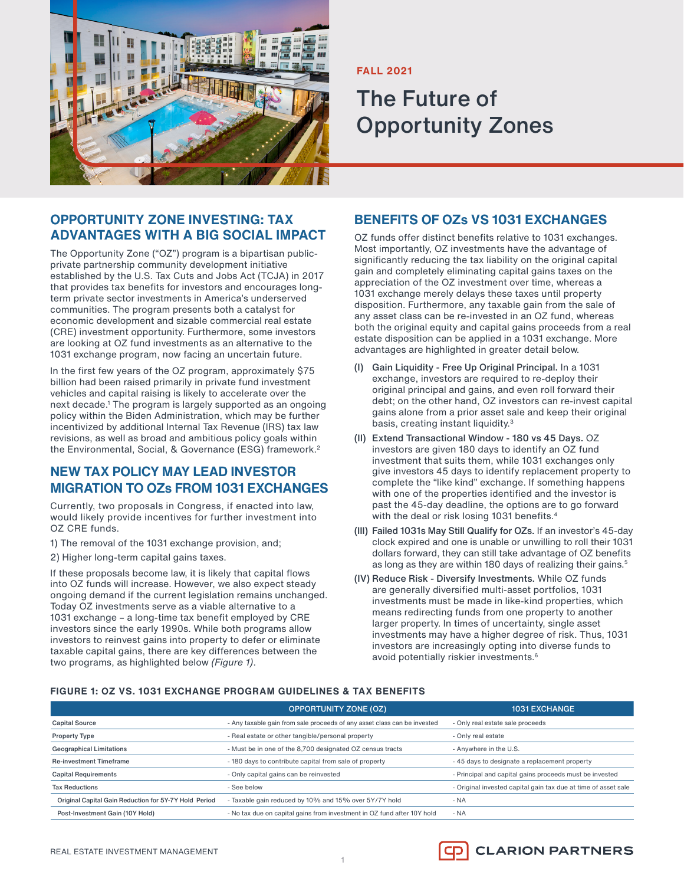FALL 2021

# The Future of Opportunity Zones

## OPPORTUNITY ZONE INVESTING: TAX ADVANTAGES WITH A BIG SOCIAL IMPACT

The Opportunity Zone ("OZ") program is a bipartisan public-private partnership community development initiative established by the U.S. Tax Cuts and Jobs Act (TCJA) in 2017 that provides tax benefits for investors and encourages long-term private sector investments in America's underserved communities. The program presents both a catalyst for economic development and sizable commercial real estate (CRE) investment opportunity. Furthermore, some investors are looking at OZ fund investments as an alternative to the 1031 exchange program, now facing an uncertain future.

In the first few years of the OZ program, approximately $75 billion had been raised primarily in private fund investment vehicles and capital raising is likely to accelerate over the next decade.[1] The program is largely supported as an ongoing policy within the Biden Administration, which may be further incentivized by additional Internal Tax Revenue (IRS) tax law revisions, as well as broad and ambitious policy goals within the Environmental, Social, & Governance (ESG) framework.[2]

## NEW TAX POLICY MAY LEAD INVESTOR MIGRATION TO OZs FROM 1031 EXCHANGES

Currently, two proposals in Congress, if enacted into law, would likely provide incentives for further investment into OZ CRE funds.

1) The removal of the 1031 exchange provision, and;

2) Higher long-term capital gains taxes.

If these proposals become law, it is likely that capital flows into OZ funds will increase. However, we also expect steady ongoing demand if the current legislation remains unchanged. Today OZ investments serve as a viable alternative to a 1031 exchange – a long-time tax benefit employed by CRE investors since the early 1990s. While both programs allow investors to reinvest gains into property to defer or eliminate taxable capital gains, there are key differences between the two programs, as highlighted below *(Figure 1)*.

## BENEFITS OF OZs VS 1031 EXCHANGES

OZ funds offer distinct benefits relative to 1031 exchanges. Most importantly, OZ investments have the advantage of significantly reducing the tax liability on the original capital gain and completely eliminating capital gains taxes on the appreciation of the OZ investment over time, whereas a 1031 exchange merely delays these taxes until property disposition. Furthermore, any taxable gain from the sale of any asset class can be re-invested in an OZ fund, whereas both the original equity and capital gains proceeds from a real estate disposition can be applied in a 1031 exchange. More advantages are highlighted in greater detail below.

**(I) Gain Liquidity - Free Up Original Principal.** In a 1031 exchange, investors are required to re-deploy their original principal and gains, and even roll forward their debt; on the other hand, OZ investors can re-invest capital gains alone from a prior asset sale and keep their original basis, creating instant liquidity.[3]

**(II) Extend Transactional Window - 180 vs 45 Days.** OZ investors are given 180 days to identify an OZ fund investment that suits them, while 1031 exchanges only give investors 45 days to identify replacement property to complete the "like kind" exchange. If something happens with one of the properties identified and the investor is past the 45-day deadline, the options are to go forward with the deal or risk losing 1031 benefits.[4]

**(III) Failed 1031s May Still Qualify for OZs.** If an investor's 45-day clock expired and one is unable or unwilling to roll their 1031 dollars forward, they can still take advantage of OZ benefits as long as they are within 180 days of realizing their gains.[5]

**(IV) Reduce Risk - Diversify Investments.** While OZ funds are generally diversified multi-asset portfolios, 1031 investments must be made in like-kind properties, which means redirecting funds from one property to another larger property. In times of uncertainty, single asset investments may have a higher degree of risk. Thus, 1031 investors are increasingly opting into diverse funds to avoid potentially riskier investments.[6]

**FIGURE 1: OZ VS. 1031 EXCHANGE PROGRAM GUIDELINES & TAX BENEFITS**

| | OPPORTUNITY ZONE (OZ) | 1031 EXCHANGE |
|---|---|---|
| Capital Source | - Any taxable gain from sale proceeds of any asset class can be invested | - Only real estate sale proceeds |
| Property Type | - Real estate or other tangible/personal property | - Only real estate |
| Geographical Limitations | - Must be in one of the 8,700 designated OZ census tracts | - Anywhere in the U.S. |
| Re-investment Timeframe | - 180 days to contribute capital from sale of property | - 45 days to designate a replacement property |
| Capital Requirements | - Only capital gains can be reinvested | - Principal and capital gains proceeds must be invested |
| Tax Reductions | - See below | - Original invested capital gain tax due at time of asset sale |
| Original Capital Gain Reduction for 5Y-7Y Hold Period | - Taxable gain reduced by 10% and 15% over 5Y/7Y hold | - NA |
| Post-Investment Gain (10Y Hold) | - No tax due on capital gains from investment in OZ fund after 10Y hold | - NA |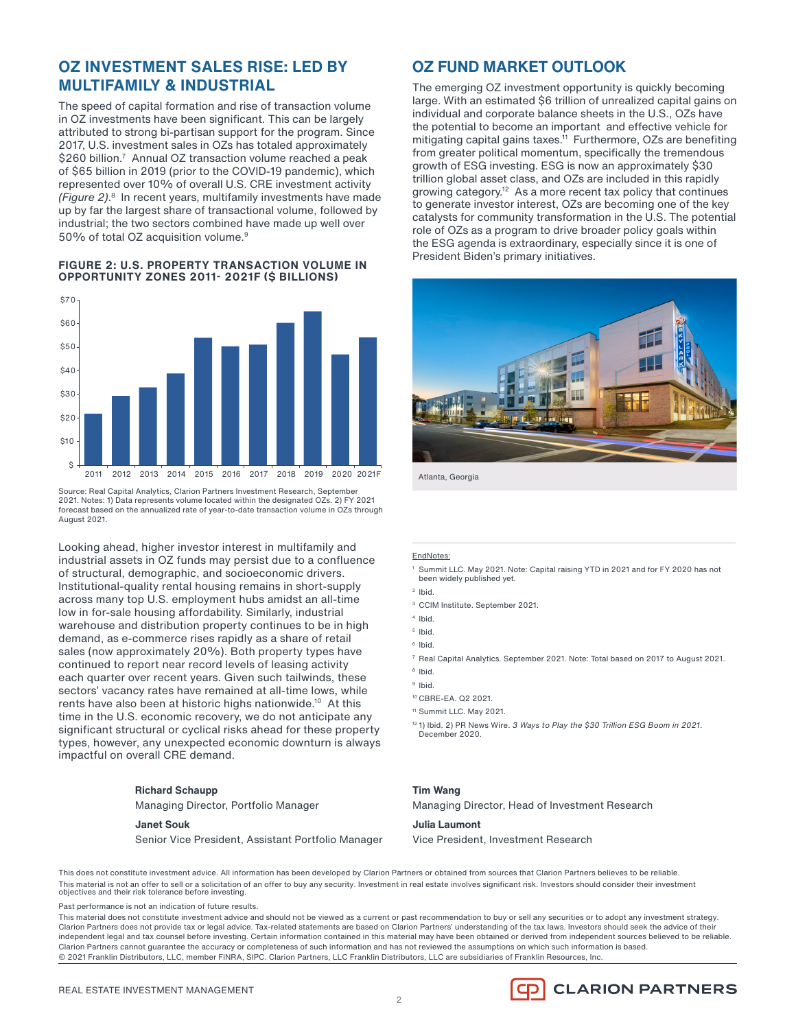## OZ INVESTMENT SALES RISE: LED BY MULTIFAMILY & INDUSTRIAL

The speed of capital formation and rise of transaction volume in OZ investments have been significant. This can be largely attributed to strong bi-partisan support for the program. Since 2017, U.S. investment sales in OZs has totaled approximately $260 billion.[7] Annual OZ transaction volume reached a peak of $65 billion in 2019 (prior to the COVID-19 pandemic), which represented over 10% of overall U.S. CRE investment activity *(Figure 2)*.[8] In recent years, multifamily investments have made up by far the largest share of transactional volume, followed by industrial; the two sectors combined have made up well over 50% of total OZ acquisition volume.[9]

**FIGURE 2: U.S. PROPERTY TRANSACTION VOLUME IN OPPORTUNITY ZONES 2011- 2021F ($ BILLIONS)**

$70
$60
$50
$40
$30
$20
$10
$

2011 2012 2013 2014 2015 2016 2017 2018 2019 2020 2021F

Source: Real Capital Analytics, Clarion Partners Investment Research, September 2021. Notes: 1) Data represents volume located within the designated OZs. 2) FY 2021 forecast based on the annualized rate of year-to-date transaction volume in OZs through August 2021.

Looking ahead, higher investor interest in multifamily and industrial assets in OZ funds may persist due to a confluence of structural, demographic, and socioeconomic drivers. Institutional-quality rental housing remains in short-supply across many top U.S. employment hubs amidst an all-time low in for-sale housing affordability. Similarly, industrial warehouse and distribution property continues to be in high demand, as e-commerce rises rapidly as a share of retail sales (now approximately 20%). Both property types have continued to report near record levels of leasing activity each quarter over recent years. Given such tailwinds, these sectors' vacancy rates have remained at all-time lows, while rents have also been at historic highs nationwide.[10] At this time in the U.S. economic recovery, we do not anticipate any significant structural or cyclical risks ahead for these property types, however, any unexpected economic downturn is always impactful on overall CRE demand.

## OZ FUND MARKET OUTLOOK

The emerging OZ investment opportunity is quickly becoming large. With an estimated $6 trillion of unrealized capital gains on individual and corporate balance sheets in the U.S., OZs have the potential to become an important and effective vehicle for mitigating capital gains taxes.[11] Furthermore, OZs are benefiting from greater political momentum, specifically the tremendous growth of ESG investing. ESG is now an approximately $30 trillion global asset class, and OZs are included in this rapidly growing category.[12] As a more recent tax policy that continues to generate investor interest, OZs are becoming one of the key catalysts for community transformation in the U.S. The potential role of OZs as a program to drive broader policy goals within the ESG agenda is extraordinary, especially since it is one of President Biden's primary initiatives.

Atlanta, Georgia

EndNotes:

1 Summit LLC. May 2021. Note: Capital raising YTD in 2021 and for FY 2020 has not been widely published yet.
2 Ibid.
3 CCIM Institute. September 2021.
4 Ibid.
5 Ibid.
6 Ibid.
7 Real Capital Analytics. September 2021. Note: Total based on 2017 to August 2021.
8 Ibid.
9 Ibid.
10 CBRE-EA. Q2 2021.
11 Summit LLC. May 2021.
12 1) Ibid. 2) PR News Wire. *3 Ways to Play the $30 Trillion ESG Boom in 2021.* December 2020.

**Richard Schaupp**
Managing Director, Portfolio Manager

**Janet Souk**
Senior Vice President, Assistant Portfolio Manager

**Tim Wang**
Managing Director, Head of Investment Research

**Julia Laumont**
Vice President, Investment Research

This does not constitute investment advice. All information has been developed by Clarion Partners or obtained from sources that Clarion Partners believes to be reliable.

This material is not an offer to sell or a solicitation of an offer to buy any security. Investment in real estate involves significant risk. Investors should consider their investment objectives and their risk tolerance before investing.

Past performance is not an indication of future results.

This material does not constitute investment advice and should not be viewed as a current or past recommendation to buy or sell any securities or to adopt any investment strategy. Clarion Partners does not provide tax or legal advice. Tax-related statements are based on Clarion Partners' understanding of the tax laws. Investors should seek the advice of their independent legal and tax counsel before investing. Certain information contained in this material may have been obtained or derived from independent sources believed to be reliable. Clarion Partners cannot guarantee the accuracy or completeness of such information and has not reviewed the assumptions on which such information is based.
© 2021 Franklin Distributors, LLC, member FINRA, SIPC. Clarion Partners, LLC Franklin Distributors, LLC are subsidiaries of Franklin Resources, Inc.